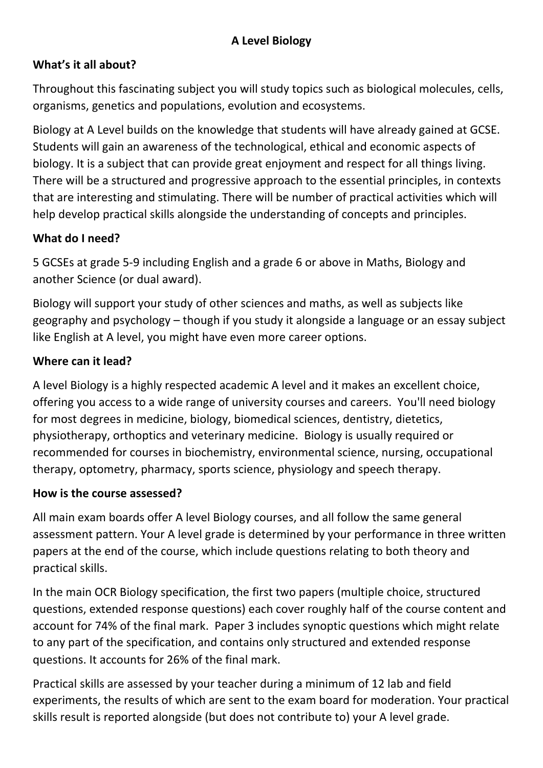# A Level Biology

## What's it all about?

Throughout this fascinating subject you will study topics such as biological molecules, cells, organisms, genetics and populations, evolution and ecosystems.

Biology at A Level builds on the knowledge that students will have already gained at GCSE. Students will gain an awareness of the technological, ethical and economic aspects of biology. It is a subject that can provide great enjoyment and respect for all things living. There will be a structured and progressive approach to the essential principles, in contexts that are interesting and stimulating. There will be number of practical activities which will help develop practical skills alongside the understanding of concepts and principles.

## What do I need?

5 GCSEs at grade 5-9 including English and a grade 6 or above in Maths, Biology and another Science (or dual award).

Biology will support your study of other sciences and maths, as well as subjects like geography and psychology – though if you study it alongside a language or an essay subject like English at A level, you might have even more career options.

## Where can it lead?

A level Biology is a highly respected academic A level and it makes an excellent choice, offering you access to a wide range of university courses and careers. You'll need biology for most degrees in medicine, biology, biomedical sciences, dentistry, dietetics, physiotherapy, orthoptics and veterinary medicine. Biology is usually required or recommended for courses in biochemistry, environmental science, nursing, occupational therapy, optometry, pharmacy, sports science, physiology and speech therapy.

## How is the course assessed?

All main exam boards offer A level Biology courses, and all follow the same general assessment pattern. Your A level grade is determined by your performance in three written papers at the end of the course, which include questions relating to both theory and practical skills.

In the main OCR Biology specification, the first two papers (multiple choice, structured questions, extended response questions) each cover roughly half of the course content and account for 74% of the final mark. Paper 3 includes synoptic questions which might relate to any part of the specification, and contains only structured and extended response questions. It accounts for 26% of the final mark.

Practical skills are assessed by your teacher during a minimum of 12 lab and field experiments, the results of which are sent to the exam board for moderation. Your practical skills result is reported alongside (but does not contribute to) your A level grade.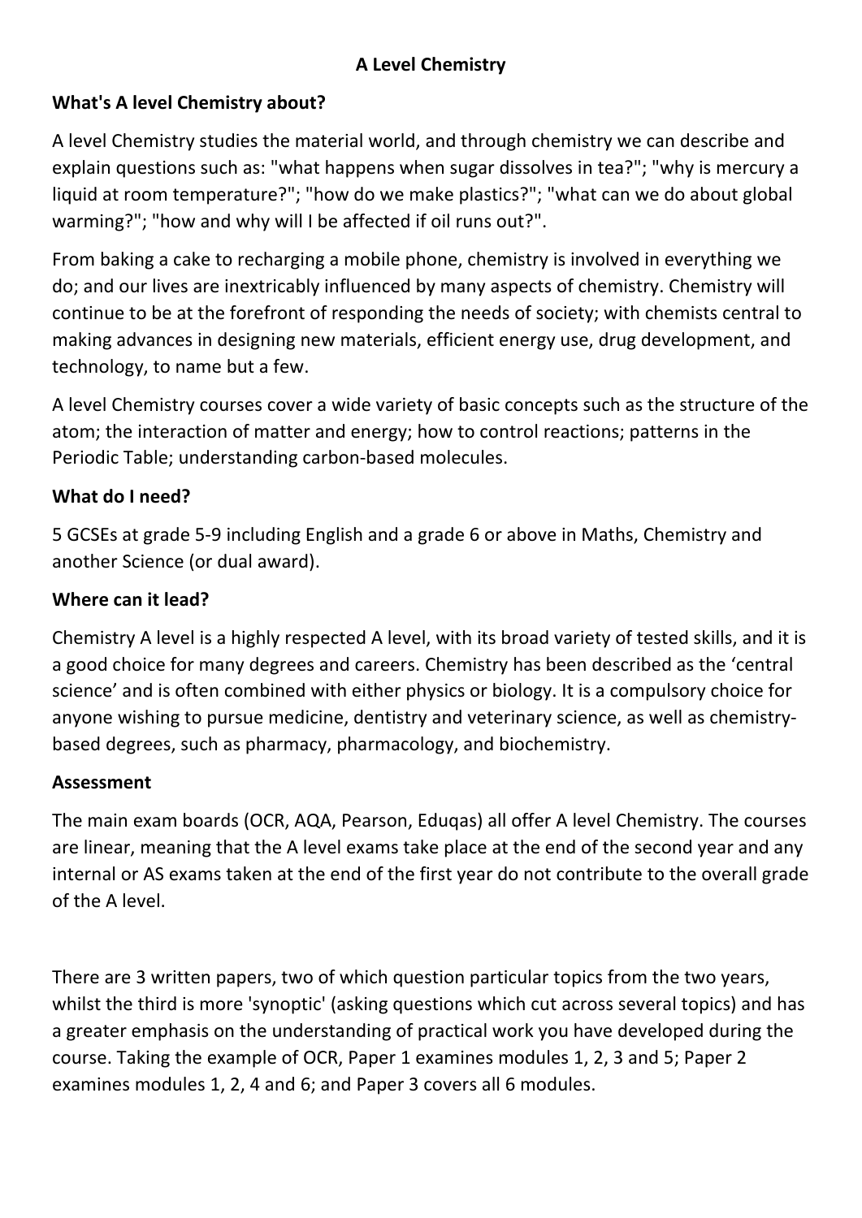# A Level Chemistry

## What's A level Chemistry about?

A level Chemistry studies the material world, and through chemistry we can describe and explain questions such as: "what happens when sugar dissolves in tea?"; "why is mercury a liquid at room temperature?"; "how do we make plastics?"; "what can we do about global warming?"; "how and why will I be affected if oil runs out?".

From baking a cake to recharging a mobile phone, chemistry is involved in everything we do; and our lives are inextricably influenced by many aspects of chemistry. Chemistry will continue to be at the forefront of responding the needs of society; with chemists central to making advances in designing new materials, efficient energy use, drug development, and technology, to name but a few.

A level Chemistry courses cover a wide variety of basic concepts such as the structure of the atom; the interaction of matter and energy; how to control reactions; patterns in the Periodic Table; understanding carbon-based molecules.

## What do I need?

5 GCSEs at grade 5-9 including English and a grade 6 or above in Maths, Chemistry and another Science (or dual award).

## Where can it lead?

Chemistry A level is a highly respected A level, with its broad variety of tested skills, and it is a good choice for many degrees and careers. Chemistry has been described as the 'central science' and is often combined with either physics or biology. It is a compulsory choice for anyone wishing to pursue medicine, dentistry and veterinary science, as well as chemistry-based degrees, such as pharmacy, pharmacology, and biochemistry.

## Assessment

The main exam boards (OCR, AQA, Pearson, Eduqas) all offer A level Chemistry. The courses are linear, meaning that the A level exams take place at the end of the second year and any internal or AS exams taken at the end of the first year do not contribute to the overall grade of the A level.

There are 3 written papers, two of which question particular topics from the two years, whilst the third is more 'synoptic' (asking questions which cut across several topics) and has a greater emphasis on the understanding of practical work you have developed during the course. Taking the example of OCR, Paper 1 examines modules 1, 2, 3 and 5; Paper 2 examines modules 1, 2, 4 and 6; and Paper 3 covers all 6 modules.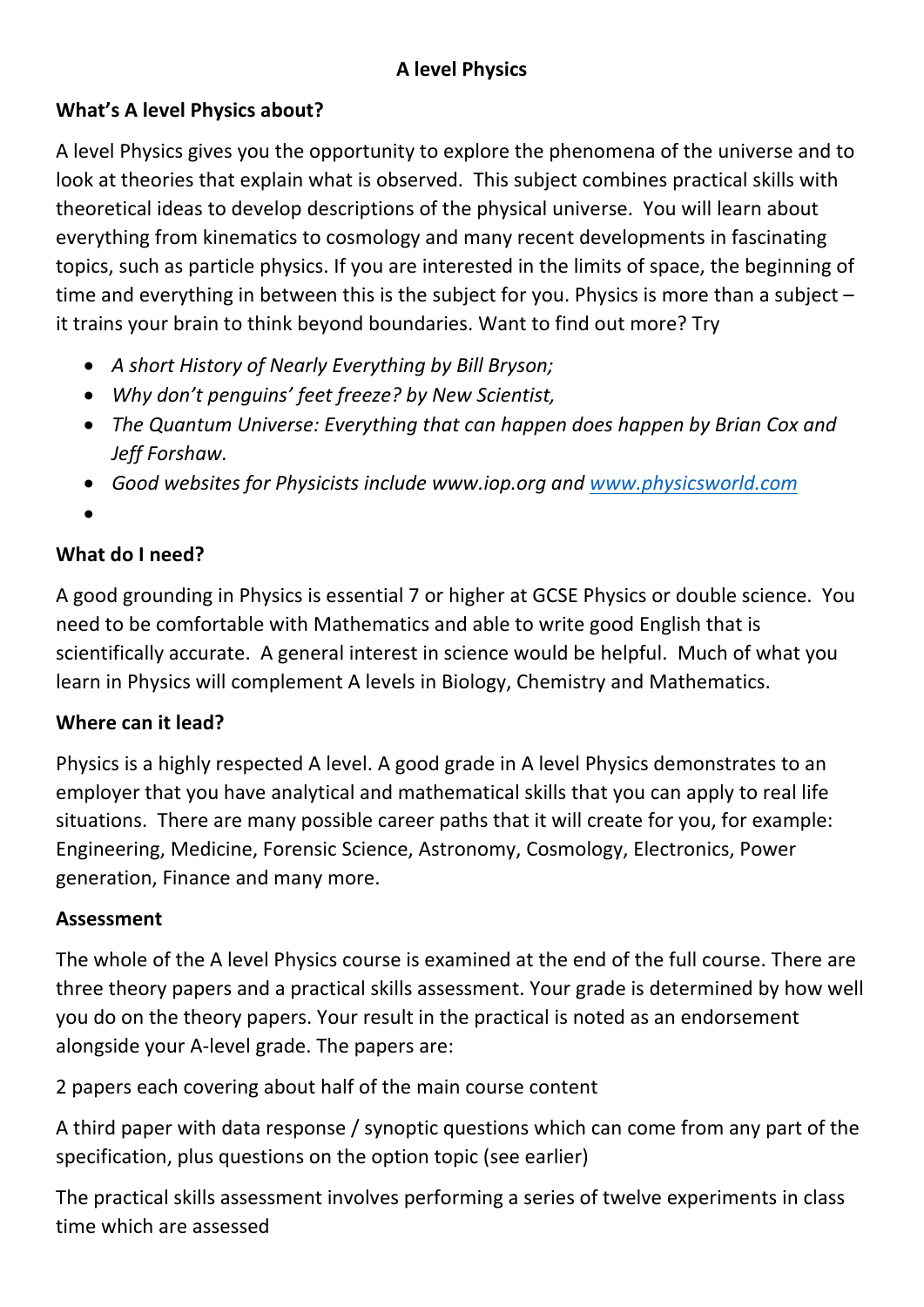# A level Physics

## What's A level Physics about?

A level Physics gives you the opportunity to explore the phenomena of the universe and to look at theories that explain what is observed. This subject combines practical skills with theoretical ideas to develop descriptions of the physical universe. You will learn about everything from kinematics to cosmology and many recent developments in fascinating topics, such as particle physics. If you are interested in the limits of space, the beginning of time and everything in between this is the subject for you. Physics is more than a subject – it trains your brain to think beyond boundaries. Want to find out more? Try

- *A short History of Nearly Everything by Bill Bryson;*
- *Why don't penguins' feet freeze? by New Scientist,*
- *The Quantum Universe: Everything that can happen does happen by Brian Cox and Jeff Forshaw.*
- *Good websites for Physicists include www.iop.org and [www.physicsworld.com](www.physicsworld.com)*
- 

## What do I need?

A good grounding in Physics is essential 7 or higher at GCSE Physics or double science. You need to be comfortable with Mathematics and able to write good English that is scientifically accurate. A general interest in science would be helpful. Much of what you learn in Physics will complement A levels in Biology, Chemistry and Mathematics.

## Where can it lead?

Physics is a highly respected A level. A good grade in A level Physics demonstrates to an employer that you have analytical and mathematical skills that you can apply to real life situations. There are many possible career paths that it will create for you, for example: Engineering, Medicine, Forensic Science, Astronomy, Cosmology, Electronics, Power generation, Finance and many more.

## Assessment

The whole of the A level Physics course is examined at the end of the full course. There are three theory papers and a practical skills assessment. Your grade is determined by how well you do on the theory papers. Your result in the practical is noted as an endorsement alongside your A-level grade. The papers are:

2 papers each covering about half of the main course content

A third paper with data response / synoptic questions which can come from any part of the specification, plus questions on the option topic (see earlier)

The practical skills assessment involves performing a series of twelve experiments in class time which are assessed